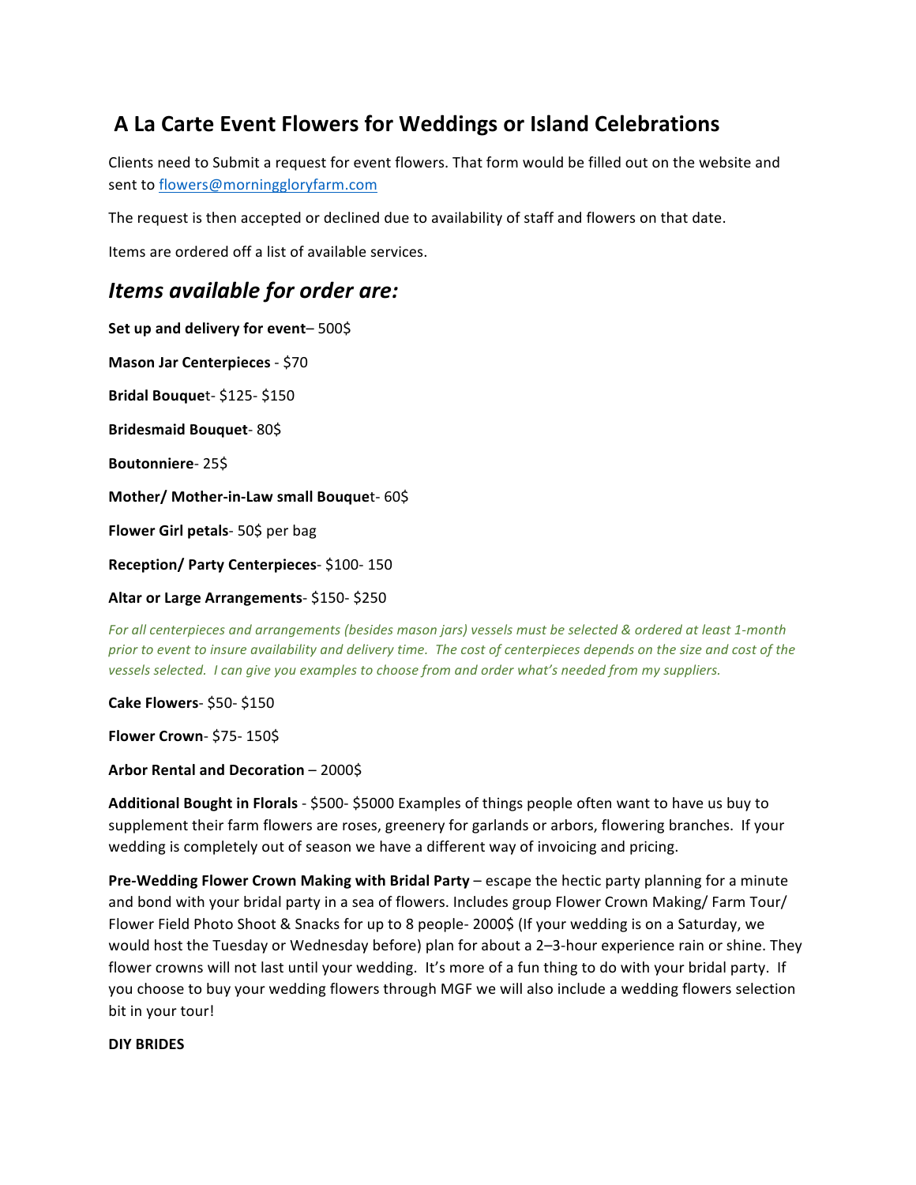# A La Carte Event Flowers for Weddings or Island Celebrations

Clients need to Submit a request for event flowers. That form would be filled out on the website and sent to [flowers@morninggloryfarm.com](mailto:flowers@morninggloryfarm.com)

The request is then accepted or declined due to availability of staff and flowers on that date.

Items are ordered off a list of available services.

## *Items available for order are:*

**Set up and delivery for event**– 500$

**Mason Jar Centerpieces** - $70

**Bridal Bouquet**- $125- $150

**Bridesmaid Bouquet**- 80$

**Boutonniere**- 25$

**Mother/ Mother-in-Law small Bouquet**- 60$

**Flower Girl petals**- 50$ per bag

**Reception/ Party Centerpieces**- $100- 150

**Altar or Large Arrangements**- $150- $250

*For all centerpieces and arrangements (besides mason jars) vessels must be selected & ordered at least 1-month prior to event to insure availability and delivery time. The cost of centerpieces depends on the size and cost of the vessels selected. I can give you examples to choose from and order what's needed from my suppliers.*

**Cake Flowers**- $50- $150

**Flower Crown**- $75- 150$

**Arbor Rental and Decoration** – 2000$

**Additional Bought in Florals** - $500- $5000 Examples of things people often want to have us buy to supplement their farm flowers are roses, greenery for garlands or arbors, flowering branches. If your wedding is completely out of season we have a different way of invoicing and pricing.

**Pre-Wedding Flower Crown Making with Bridal Party** – escape the hectic party planning for a minute and bond with your bridal party in a sea of flowers. Includes group Flower Crown Making/ Farm Tour/ Flower Field Photo Shoot & Snacks for up to 8 people- 2000$ (If your wedding is on a Saturday, we would host the Tuesday or Wednesday before) plan for about a 2–3-hour experience rain or shine. They flower crowns will not last until your wedding. It's more of a fun thing to do with your bridal party. If you choose to buy your wedding flowers through MGF we will also include a wedding flowers selection bit in your tour!

**DIY BRIDES**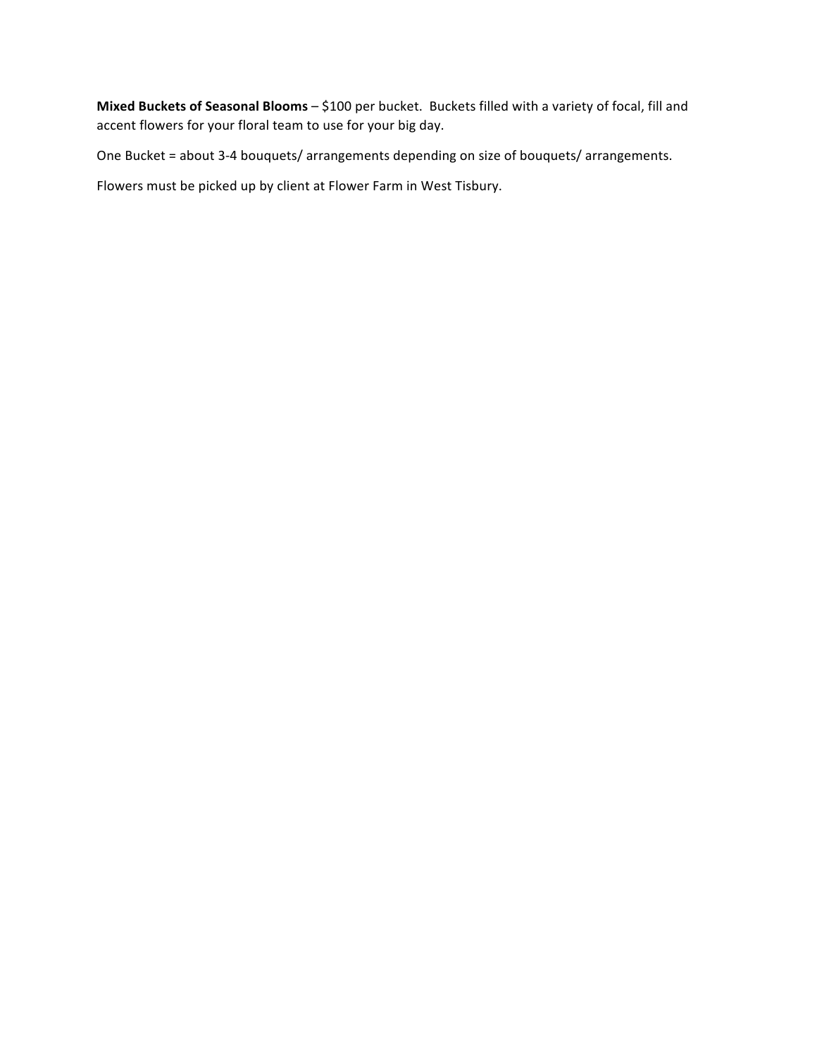**Mixed Buckets of Seasonal Blooms** – $100 per bucket. Buckets filled with a variety of focal, fill and accent flowers for your floral team to use for your big day.

One Bucket = about 3-4 bouquets/ arrangements depending on size of bouquets/ arrangements.

Flowers must be picked up by client at Flower Farm in West Tisbury.